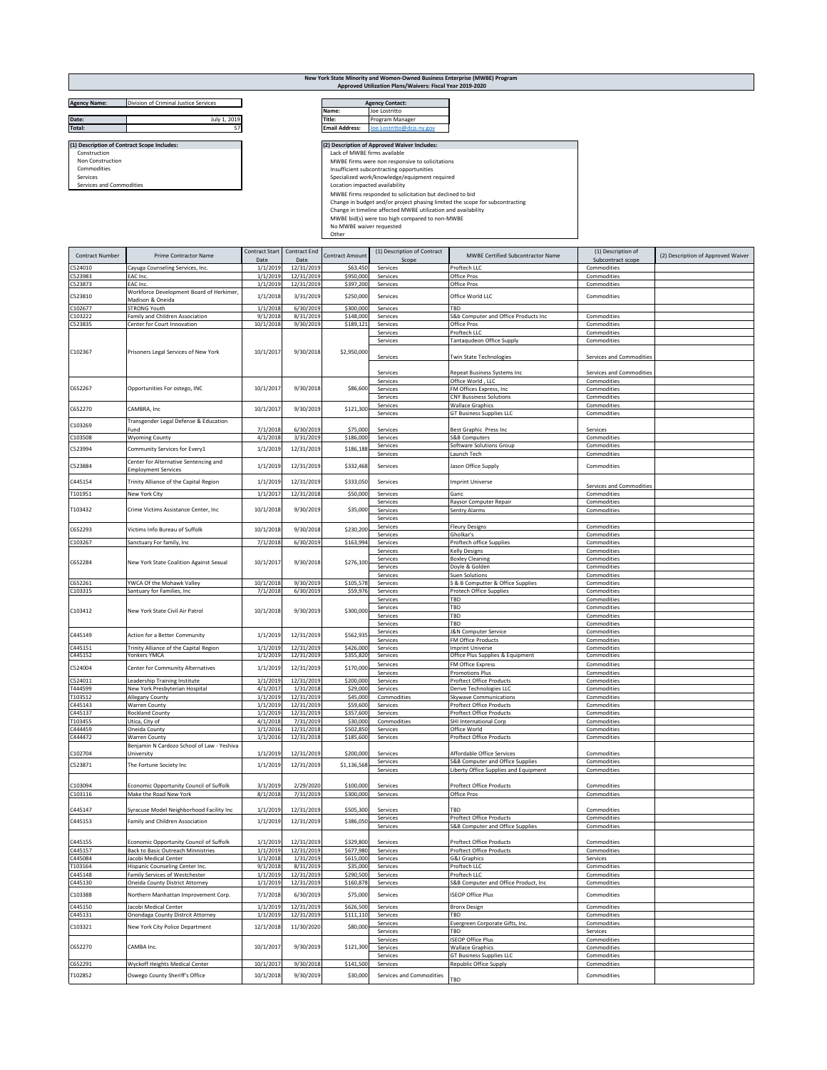# New York State Minority and Women-Owned Business Enterprise (MWBE) Program
## Approved Utilization Plans/Waivers: Fiscal Year 2019-2020

| | |
|---|---|
| **Agency Name:** | Division of Criminal Justice Services |
| **Date:** | July 1, 2019 |
| **Total:** | 57 |

| **Agency Contact:** | |
|---|---|
| **Name:** | Joe Lostritto |
| **Title:** | Program Manager |
| **Email Address:** | Joe.Lostritto@dcjs.ny.gov |

**(1) Description of Contract Scope Includes:**
- Construction
- Non Construction
- Commodities
- Services
- Services and Commodities

**(2) Description of Approved Waiver Includes:**
- Lack of MWBE firms available
- MWBE firms were non responsive to solicitations
- Insufficient subcontracting opportunities
- Specialized work/knowledge/equipment required
- Location impacted availability
- MWBE firms responded to solicitation but declined to bid
- Change in budget and/or project phasing limited the scope for subcontracting
- Change in timeline affected MWBE utilization and availability
- MWBE bid(s) were too high compared to non-MWBE
- No MWBE waiver requested
- Other

| Contract Number | Prime Contractor Name | Contract Start Date | Contract End Date | Contract Amount | (1) Description of Contract Scope | MWBE Certified Subcontractor Name | (1) Description of Subcontract scope | (2) Description of Approved Waiver |
|---|---|---|---|---|---|---|---|---|
| CS24010 | Cayuga Counseling Services, Inc. | 1/1/2019 | 12/31/2019 | $63,450 | Services | Proftech LLC | Commodities | |
| CS23983 | EAC Inc. | 1/1/2019 | 12/31/2019 | $950,000 | Services | Office Pros | Commodities | |
| CS23873 | EAC Inc. | 1/1/2019 | 12/31/2019 | $397,200 | Services | Office Pros | Commodities | |
| CS23810 | Workforce Development Board of Herkimer, Madison & Oneida | 1/1/2018 | 3/31/2019 | $250,000 | Services | Office World LLC | Commodities | |
| C102677 | STRONG Youth | 1/1/2018 | 6/30/2019 | $300,000 | Services | TBD | | |
| C103222 | Family and Children Association | 9/1/2018 | 8/31/2019 | $148,000 | Services | S&b Computer and Office Products Inc | Commodities | |
| CS23835 | Center for Court Innovation | 10/1/2018 | 9/30/2019 | $189,121 | Services | Office Pros | Commodities | |
| C102367 | Prisoners Legal Services of New York | 10/1/2017 | 9/30/2018 | $2,950,000 | Services | Proftech LLC | Commodities | |
| | | | | | Services | Tantaqudeon Office Supply | Commodities | |
| | | | | | Services | Twin State Technologies | Services and Commodities | |
| | | | | | Services | Repeat Business Systems Inc | Services and Commodities | |
| C652267 | Opportunities For ostego, INC | 10/1/2017 | 9/30/2018 | $86,600 | Services | Office World , LLC | Commodities | |
| | | | | | Services | FM Offices Express, Inc | Commodities | |
| | | | | | Services | CNY Bussiness Solutions | Commodities | |
| C652270 | CAMBRA, Inc | 10/1/2017 | 9/30/2019 | $121,300 | Services | Wallace Graphics | Commodities | |
| | | | | | Services | GT Business Supplies LLC | Commodities | |
| C103269 | Transgender Legal Defense & Education Fund | 7/1/2018 | 6/30/2019 | $75,000 | Services | Best Graphic Press Inc | Services | |
| C103508 | Wyoming County | 4/1/2018 | 3/31/2019 | $186,000 | Services | S&B Computers | Commodities | |
| CS23994 | Community Services for Every1 | 1/1/2019 | 12/31/2019 | $186,188 | Services | Software Solutions Group | Commodities | |
| | | | | | Services | Launch Tech | Commodities | |
| CS23884 | Center for Alternative Sentencing and Employment Services | 1/1/2019 | 12/31/2019 | $332,468 | Services | Jason Office Supply | Commodities | |
| C445154 | Trinity Alliance of the Capital Region | 1/1/2019 | 12/31/2019 | $333,050 | Services | Imprint Universe | Services and Commodities | |
| T101951 | New York City | 1/1/2017 | 12/31/2018 | $50,000 | Services | Garic | Commodities | |
| T103432 | Crime Victims Assistance Center, Inc | 10/1/2018 | 9/30/2019 | $35,000 | Services | Raysor Computer Repair | Commodities | |
| | | | | | Services | Sentry Alarms | Commodities | |
| | | | | | Services | | | |
| C652293 | Victims Info Bureau of Suffolk | 10/1/2018 | 9/30/2018 | $230,200 | Services | Fleury Designs | Commodities | |
| | | | | | Services | Gholkar's | Commodities | |
| C103267 | Sanctuary For family, Inc | 7/1/2018 | 6/30/2019 | $163,994 | Services | Proftech office Supplies | Commodities | |
| C652284 | New York State Coalition Against Sexual | 10/1/2017 | 9/30/2018 | $276,100 | Services | Kelly Designs | Commodities | |
| | | | | | Services | Boxley Cleaning | Commodities | |
| | | | | | Services | Doyle & Golden | Commodities | |
| | | | | | Services | Suen Solutions | Commodities | |
| C652261 | YWCA Of the Mohawk Valley | 10/1/2018 | 9/30/2019 | $105,578 | Services | S & B Computter & Office Supplies | Commodities | |
| C103315 | Santuary for Families, Inc | 7/1/2018 | 6/30/2019 | $59,976 | Services | Protech Office Supplies | Commodities | |
| C103412 | New York State Civil Air Patrol | 10/1/2018 | 9/30/2019 | $300,000 | Services | TBD | Commodities | |
| | | | | | Services | TBD | Commodities | |
| | | | | | Services | TBD | Commodities | |
| | | | | | Services | TBD | Commodities | |
| C445149 | Action for a Better Community | 1/1/2019 | 12/31/2019 | $562,935 | Services | J&N Computer Service | Commodities | |
| | | | | | Services | FM Office Products | Commodities | |
| C445151 | Trinity Alliance of the Capital Region | 1/1/2019 | 12/31/2019 | $426,000 | Services | Imprint Universe | Commodities | |
| C445152 | Yonkers YMCA | 1/1/2019 | 12/31/2019 | $355,820 | Services | Office Plus Supplies & Equipment | Commodities | |
| CS24004 | Center for Community Alternatives | 1/1/2019 | 12/31/2019 | $170,000 | Services | FM Office Express | Commodities | |
| | | | | | Services | Promotions Plus | Commodities | |
| CS24011 | Leadership Training Institute | 1/1/2019 | 12/31/2019 | $200,000 | Services | Proftect Office Products | Commodities | |
| T444599 | New York Presbyterian Hospital | 4/1/2017 | 1/31/2018 | $29,000 | Services | Derive Technologies LLC | Commodities | |
| T103512 | Allegany County | 1/1/2019 | 12/31/2019 | $45,000 | Commodities | Skywave Communications | Commodities | |
| C445143 | Warren County | 1/1/2019 | 12/31/2019 | $59,600 | Services | Proftect Office Products | Commodities | |
| C445137 | Rockland County | 1/1/2019 | 12/31/2019 | $357,600 | Services | Proftect Office Products | Commodities | |
| T103455 | Utica, City of | 4/1/2018 | 7/31/2019 | $30,000 | Commodities | SHI International Corp | Commodities | |
| C444459 | Oneida County | 1/1/2016 | 12/31/2018 | $502,850 | Services | Office World | Commodities | |
| C444472 | Warren County | 1/1/2016 | 12/31/2018 | $185,600 | Services | Proftect Office Products | Commodities | |
| C102704 | Benjamin N Cardozo School of Law - Yeshiva University | 1/1/2019 | 12/31/2019 | $200,000 | Services | Affordable Office Services | Commodities | |
| CS23871 | The Fortune Society Inc | 1/1/2019 | 12/31/2019 | $1,136,568 | Services | S&B Computer and Office Supplies | Commodities | |
| | | | | | Services | Liberty Office Supplies and Equipment | Commodities | |
| C103094 | Economic Opportunity Council of Suffolk | 3/1/2019 | 2/29/2020 | $100,000 | Services | Proftect Office Products | Commodities | |
| C103116 | Make the Road New York | 8/1/2018 | 7/31/2019 | $300,000 | Services | Office Pros | Commodities | |
| C445147 | Syracuse Model Neighborhood Facility Inc | 1/1/2019 | 12/31/2019 | $505,300 | Services | TBD | Commodities | |
| C445153 | Family and Children Association | 1/1/2019 | 12/31/2019 | $386,050 | Services | Proftect Office Products | Commodities | |
| | | | | | Services | S&B Computer and Office Supplies | Commodities | |
| C445155 | Economic Opportunity Council of Suffolk | 1/1/2019 | 12/31/2019 | $329,800 | Services | Proftect Office Products | Commodities | |
| C445157 | Back to Basic Outreach Minnistries | 1/1/2019 | 12/31/2019 | $677,980 | Services | Proftect Office Products | Commodities | |
| C445084 | Jacobi Medical Center | 1/1/2018 | 1/31/2019 | $615,000 | Services | G&J Graphics | Services | |
| T103164 | Hispanic Counseling Center Inc. | 9/1/2018 | 8/31/2019 | $35,000 | Services | Proftech LLC | Commodities | |
| C445148 | Family Services of Westchester | 1/1/2019 | 12/31/2019 | $290,500 | Services | Proftech LLC | Commodities | |
| C445130 | Oneida County District Attorney | 1/1/2019 | 12/31/2019 | $160,878 | Services | S&B Computer and Office Product, Inc | Commodities | |
| C103388 | Northern Manhattan Improvement Corp. | 7/1/2018 | 6/30/2019 | $75,000 | Services | ISEOP Office Plus | Commodities | |
| C445150 | Jacobi Medical Center | 1/1/2019 | 12/31/2019 | $626,500 | Services | Bronx Design | Commodities | |
| C445131 | Onondaga County Distrcit Attorney | 1/1/2019 | 12/31/2019 | $111,110 | Services | TBD | Commodities | |
| C103321 | New York City Police Department | 12/1/2018 | 11/30/2020 | $80,000 | Services | Evergreen Corporate Gifts, Inc. | Commodities | |
| | | | | | Services | TBD | Services | |
| C652270 | CAMBA Inc. | 10/1/2017 | 9/30/2019 | $121,300 | Services | ISEOP Office Plus | Commodities | |
| | | | | | Services | Wallace Graphics | Commodities | |
| | | | | | Services | GT Business Supplies LLC | Commodities | |
| C652291 | Wyckoff Heights Medical Center | 10/1/2017 | 9/30/2018 | $141,500 | Services | Republic Office Supply | Commodities | |
| T102852 | Oswego County Sheriff's Office | 10/1/2018 | 9/30/2019 | $30,000 | Services and Commodities | TBD | Commodities | |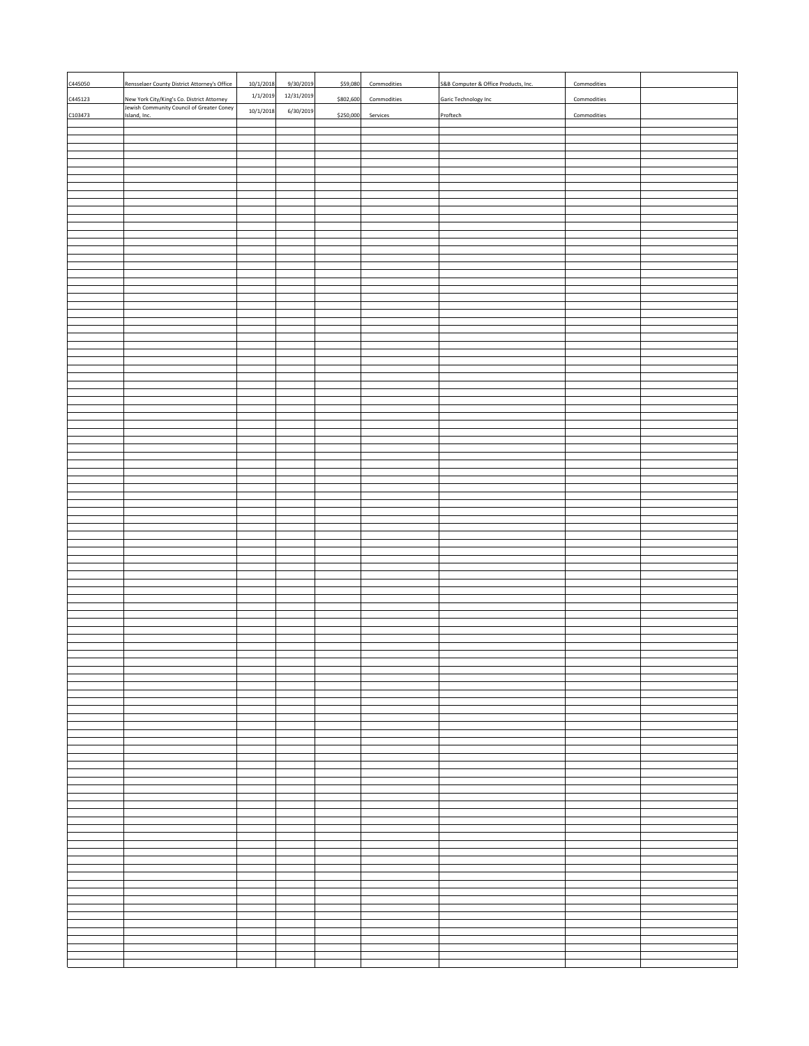| | | | | | | | | |
|---|---|---|---|---|---|---|---|---|
| C445050 | Rensselaer County District Attorney's Office | 10/1/2018 | 9/30/2019 | $59,080 | Commodities | S&B Computer & Office Products, Inc. | Commodities | |
| C445123 | New York City/King's Co. District Attorney | 1/1/2019 | 12/31/2019 | $802,600 | Commodities | Garic Technology Inc | Commodities | |
| C103473 | Jewish Community Council of Greater Coney Island, Inc. | 10/1/2018 | 6/30/2019 | $250,000 | Services | Proftech | Commodities | |